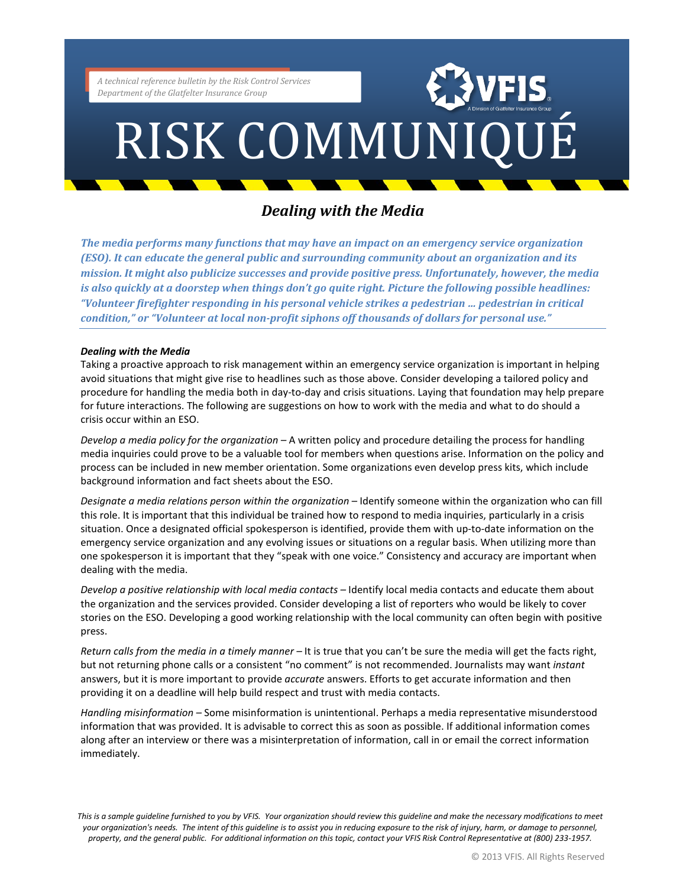A technical reference bulletin by the Risk Control Services Department of the Glatfelter Insurance Group

VFIS
A Division of Glatfelter Insurance Group

# RISK COMMUNIQUÉ

## *Dealing with the Media*

***The media performs many functions that may have an impact on an emergency service organization (ESO). It can educate the general public and surrounding community about an organization and its mission. It might also publicize successes and provide positive press. Unfortunately, however, the media is also quickly at a doorstep when things don't go quite right. Picture the following possible headlines: "Volunteer firefighter responding in his personal vehicle strikes a pedestrian … pedestrian in critical condition," or "Volunteer at local non-profit siphons off thousands of dollars for personal use."***

### ***Dealing with the Media***

Taking a proactive approach to risk management within an emergency service organization is important in helping avoid situations that might give rise to headlines such as those above. Consider developing a tailored policy and procedure for handling the media both in day-to-day and crisis situations. Laying that foundation may help prepare for future interactions. The following are suggestions on how to work with the media and what to do should a crisis occur within an ESO.

*Develop a media policy for the organization* – A written policy and procedure detailing the process for handling media inquiries could prove to be a valuable tool for members when questions arise. Information on the policy and process can be included in new member orientation. Some organizations even develop press kits, which include background information and fact sheets about the ESO.

*Designate a media relations person within the organization* – Identify someone within the organization who can fill this role. It is important that this individual be trained how to respond to media inquiries, particularly in a crisis situation. Once a designated official spokesperson is identified, provide them with up-to-date information on the emergency service organization and any evolving issues or situations on a regular basis. When utilizing more than one spokesperson it is important that they "speak with one voice." Consistency and accuracy are important when dealing with the media.

*Develop a positive relationship with local media contacts* – Identify local media contacts and educate them about the organization and the services provided. Consider developing a list of reporters who would be likely to cover stories on the ESO. Developing a good working relationship with the local community can often begin with positive press.

*Return calls from the media in a timely manner* – It is true that you can't be sure the media will get the facts right, but not returning phone calls or a consistent "no comment" is not recommended. Journalists may want *instant* answers, but it is more important to provide *accurate* answers. Efforts to get accurate information and then providing it on a deadline will help build respect and trust with media contacts.

*Handling misinformation* – Some misinformation is unintentional. Perhaps a media representative misunderstood information that was provided. It is advisable to correct this as soon as possible. If additional information comes along after an interview or there was a misinterpretation of information, call in or email the correct information immediately.

*This is a sample guideline furnished to you by VFIS. Your organization should review this guideline and make the necessary modifications to meet your organization's needs. The intent of this guideline is to assist you in reducing exposure to the risk of injury, harm, or damage to personnel, property, and the general public. For additional information on this topic, contact your VFIS Risk Control Representative at (800) 233-1957.*

© 2013 VFIS. All Rights Reserved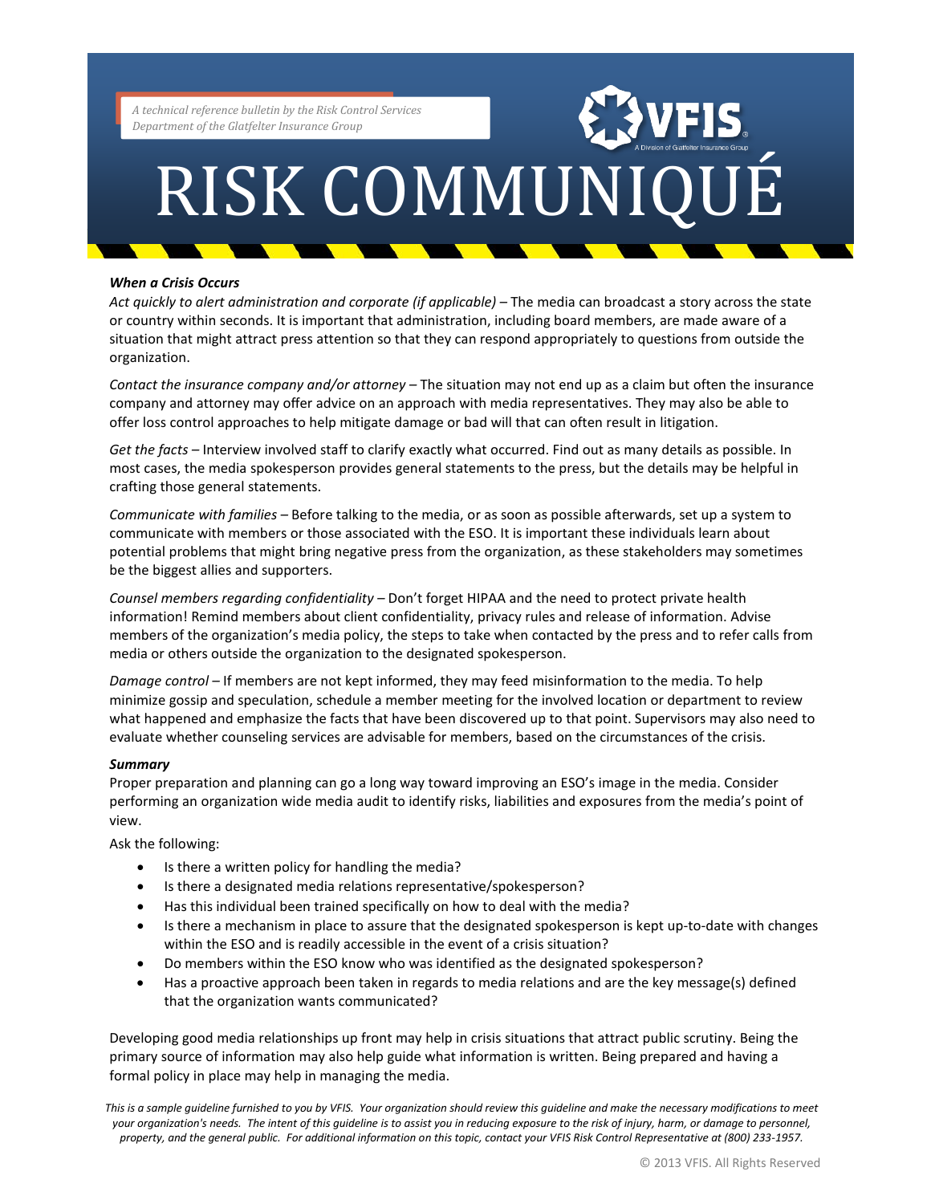### *When a Crisis Occurs*

*Act quickly to alert administration and corporate (if applicable)* – The media can broadcast a story across the state or country within seconds. It is important that administration, including board members, are made aware of a situation that might attract press attention so that they can respond appropriately to questions from outside the organization.

*Contact the insurance company and/or attorney* – The situation may not end up as a claim but often the insurance company and attorney may offer advice on an approach with media representatives. They may also be able to offer loss control approaches to help mitigate damage or bad will that can often result in litigation.

*Get the facts* – Interview involved staff to clarify exactly what occurred. Find out as many details as possible. In most cases, the media spokesperson provides general statements to the press, but the details may be helpful in crafting those general statements.

*Communicate with families* – Before talking to the media, or as soon as possible afterwards, set up a system to communicate with members or those associated with the ESO. It is important these individuals learn about potential problems that might bring negative press from the organization, as these stakeholders may sometimes be the biggest allies and supporters.

*Counsel members regarding confidentiality* – Don't forget HIPAA and the need to protect private health information! Remind members about client confidentiality, privacy rules and release of information. Advise members of the organization's media policy, the steps to take when contacted by the press and to refer calls from media or others outside the organization to the designated spokesperson.

*Damage control* – If members are not kept informed, they may feed misinformation to the media. To help minimize gossip and speculation, schedule a member meeting for the involved location or department to review what happened and emphasize the facts that have been discovered up to that point. Supervisors may also need to evaluate whether counseling services are advisable for members, based on the circumstances of the crisis.

### *Summary*

Proper preparation and planning can go a long way toward improving an ESO's image in the media. Consider performing an organization wide media audit to identify risks, liabilities and exposures from the media's point of view.

Ask the following:

- Is there a written policy for handling the media?
- Is there a designated media relations representative/spokesperson?
- Has this individual been trained specifically on how to deal with the media?
- Is there a mechanism in place to assure that the designated spokesperson is kept up-to-date with changes within the ESO and is readily accessible in the event of a crisis situation?
- Do members within the ESO know who was identified as the designated spokesperson?
- Has a proactive approach been taken in regards to media relations and are the key message(s) defined that the organization wants communicated?

Developing good media relationships up front may help in crisis situations that attract public scrutiny. Being the primary source of information may also help guide what information is written. Being prepared and having a formal policy in place may help in managing the media.

*This is a sample guideline furnished to you by VFIS. Your organization should review this guideline and make the necessary modifications to meet your organization's needs. The intent of this guideline is to assist you in reducing exposure to the risk of injury, harm, or damage to personnel, property, and the general public. For additional information on this topic, contact your VFIS Risk Control Representative at (800) 233-1957.*

© 2013 VFIS. All Rights Reserved